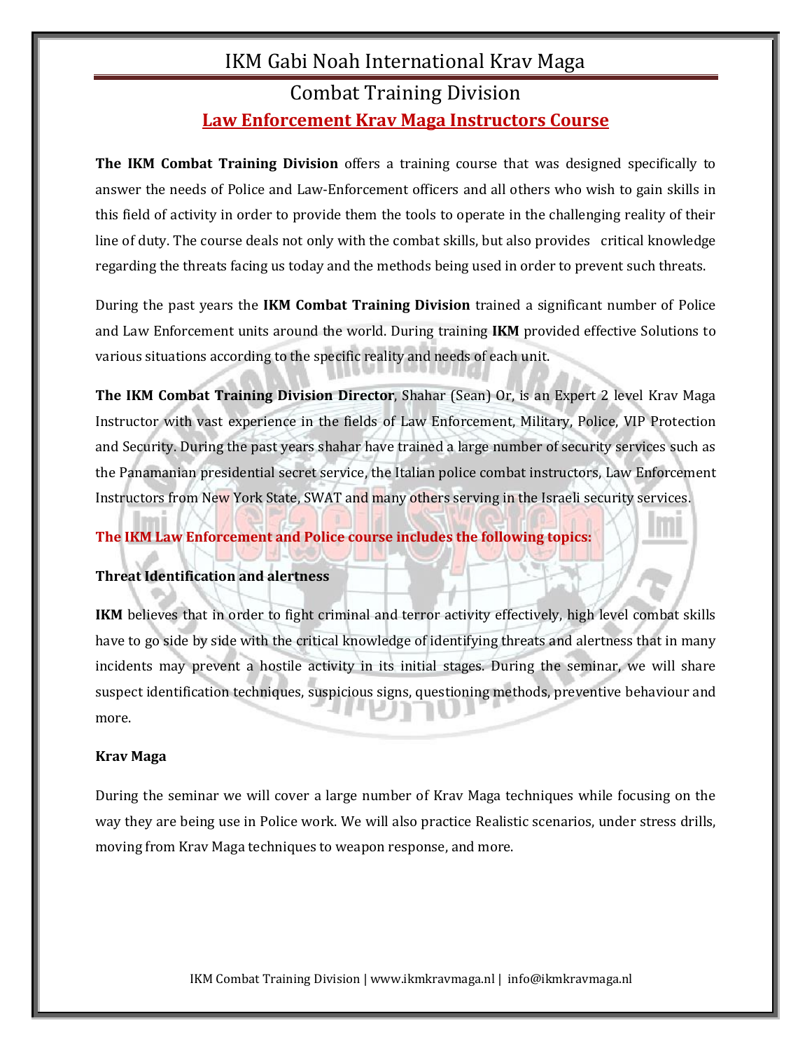# IKM Gabi Noah International Krav Maga

## Combat Training Division

## Law Enforcement Krav Maga Instructors Course

**The IKM Combat Training Division** offers a training course that was designed specifically to answer the needs of Police and Law-Enforcement officers and all others who wish to gain skills in this field of activity in order to provide them the tools to operate in the challenging reality of their line of duty. The course deals not only with the combat skills, but also provides critical knowledge regarding the threats facing us today and the methods being used in order to prevent such threats.

During the past years the **IKM Combat Training Division** trained a significant number of Police and Law Enforcement units around the world. During training **IKM** provided effective Solutions to various situations according to the specific reality and needs of each unit.

**The IKM Combat Training Division Director**, Shahar (Sean) Or, is an Expert 2 level Krav Maga Instructor with vast experience in the fields of Law Enforcement, Military, Police, VIP Protection and Security. During the past years shahar have trained a large number of security services such as the Panamanian presidential secret service, the Italian police combat instructors, Law Enforcement Instructors from New York State, SWAT and many others serving in the Israeli security services.

**The IKM Law Enforcement and Police course includes the following topics:**

**Threat Identification and alertness**

**IKM** believes that in order to fight criminal and terror activity effectively, high level combat skills have to go side by side with the critical knowledge of identifying threats and alertness that in many incidents may prevent a hostile activity in its initial stages. During the seminar, we will share suspect identification techniques, suspicious signs, questioning methods, preventive behaviour and more.

**Krav Maga**

During the seminar we will cover a large number of Krav Maga techniques while focusing on the way they are being use in Police work. We will also practice Realistic scenarios, under stress drills, moving from Krav Maga techniques to weapon response, and more.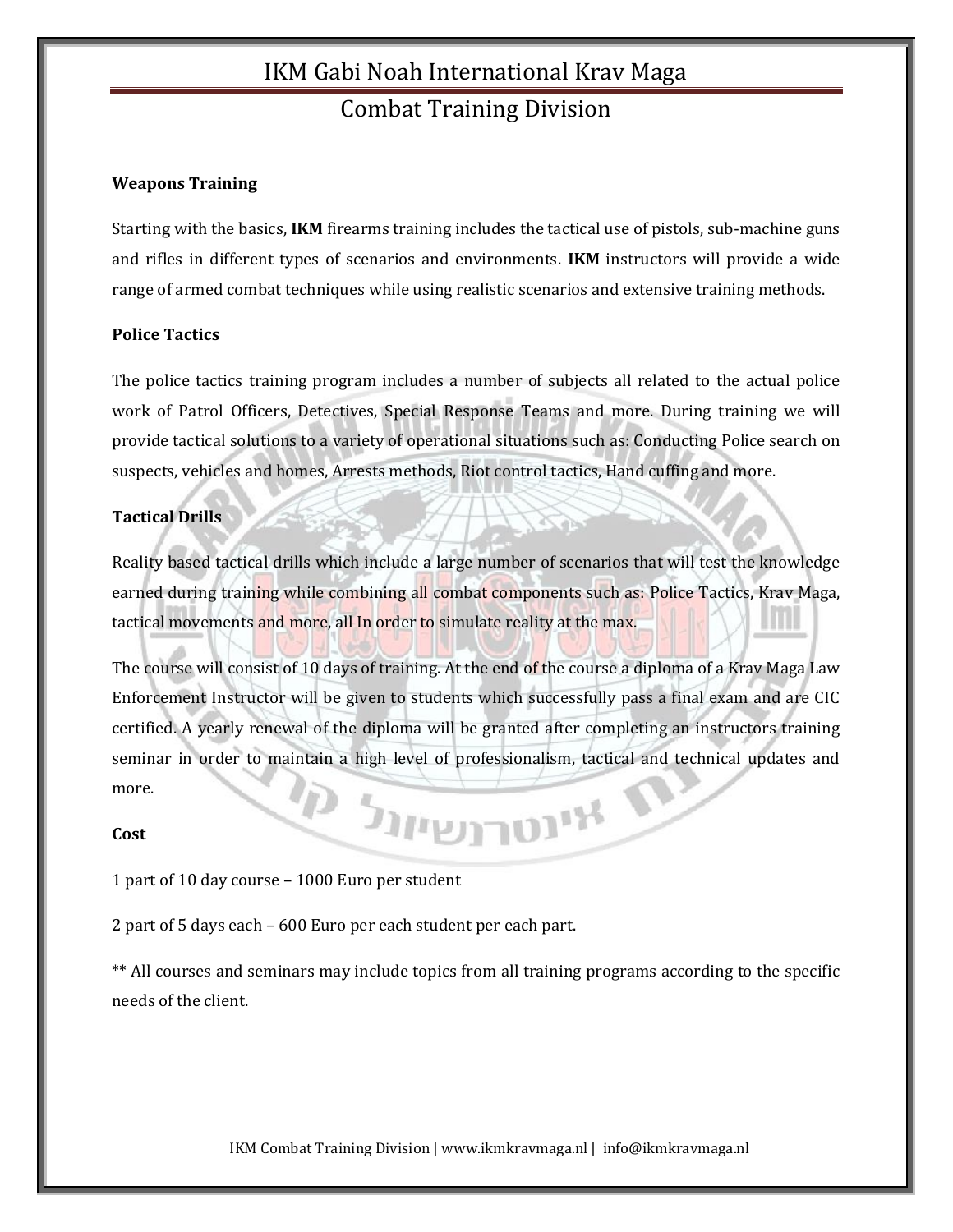# IKM Gabi Noah International Krav Maga

## Combat Training Division

**Weapons Training**

Starting with the basics, **IKM** firearms training includes the tactical use of pistols, sub-machine guns and rifles in different types of scenarios and environments. **IKM** instructors will provide a wide range of armed combat techniques while using realistic scenarios and extensive training methods.

**Police Tactics**

The police tactics training program includes a number of subjects all related to the actual police work of Patrol Officers, Detectives, Special Response Teams and more. During training we will provide tactical solutions to a variety of operational situations such as: Conducting Police search on suspects, vehicles and homes, Arrests methods, Riot control tactics, Hand cuffing and more.

**Tactical Drills**

Reality based tactical drills which include a large number of scenarios that will test the knowledge earned during training while combining all combat components such as: Police Tactics, Krav Maga, tactical movements and more, all In order to simulate reality at the max.

The course will consist of 10 days of training. At the end of the course a diploma of a Krav Maga Law Enforcement Instructor will be given to students which successfully pass a final exam and are CIC certified. A yearly renewal of the diploma will be granted after completing an instructors training seminar in order to maintain a high level of professionalism, tactical and technical updates and more.

**Cost**

1 part of 10 day course – 1000 Euro per student

2 part of 5 days each – 600 Euro per each student per each part.

** All courses and seminars may include topics from all training programs according to the specific needs of the client.

IKM Combat Training Division | www.ikmkravmaga.nl | info@ikmkravmaga.nl